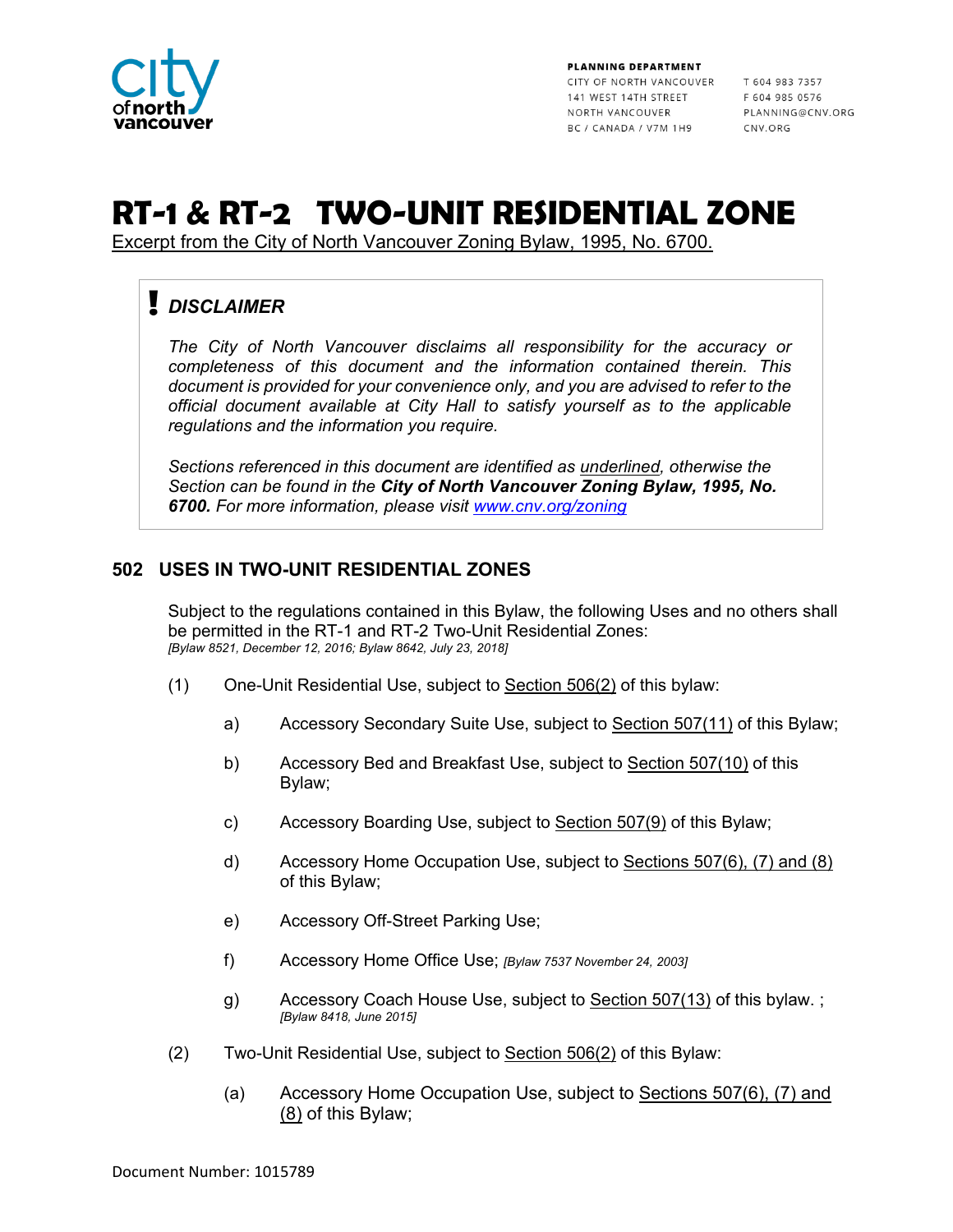PLANNING DEPARTMENT
CITY OF NORTH VANCOUVER
141 WEST 14TH STREET
NORTH VANCOUVER
BC / CANADA / V7M 1H9

T 604 983 7357
F 604 985 0576
PLANNING@CNV.ORG
CNV.ORG

# RT-1 & RT-2 TWO-UNIT RESIDENTIAL ZONE

Excerpt from the City of North Vancouver Zoning Bylaw, 1995, No. 6700.

> **!** ***DISCLAIMER***
>
> *The City of North Vancouver disclaims all responsibility for the accuracy or completeness of this document and the information contained therein. This document is provided for your convenience only, and you are advised to refer to the official document available at City Hall to satisfy yourself as to the applicable regulations and the information you require.*
>
> *Sections referenced in this document are identified as underlined, otherwise the Section can be found in the **City of North Vancouver Zoning Bylaw, 1995, No. 6700.** For more information, please visit www.cnv.org/zoning*

## 502 USES IN TWO-UNIT RESIDENTIAL ZONES

Subject to the regulations contained in this Bylaw, the following Uses and no others shall be permitted in the RT-1 and RT-2 Two-Unit Residential Zones:
*[Bylaw 8521, December 12, 2016; Bylaw 8642, July 23, 2018]*

(1) One-Unit Residential Use, subject to Section 506(2) of this bylaw:

- a) Accessory Secondary Suite Use, subject to Section 507(11) of this Bylaw;
- b) Accessory Bed and Breakfast Use, subject to Section 507(10) of this Bylaw;
- c) Accessory Boarding Use, subject to Section 507(9) of this Bylaw;
- d) Accessory Home Occupation Use, subject to Sections 507(6), (7) and (8) of this Bylaw;
- e) Accessory Off-Street Parking Use;
- f) Accessory Home Office Use; *[Bylaw 7537 November 24, 2003]*
- g) Accessory Coach House Use, subject to Section 507(13) of this bylaw. ; *[Bylaw 8418, June 2015]*

(2) Two-Unit Residential Use, subject to Section 506(2) of this Bylaw:

- (a) Accessory Home Occupation Use, subject to Sections 507(6), (7) and (8) of this Bylaw;

Document Number: 1015789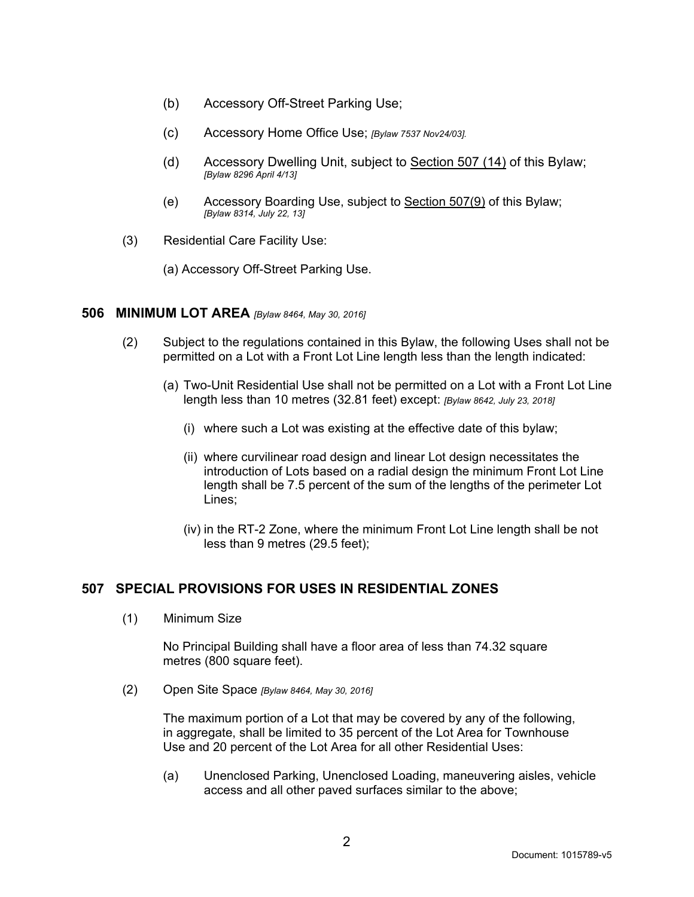(b) Accessory Off-Street Parking Use;

(c) Accessory Home Office Use; *[Bylaw 7537 Nov24/03].*

(d) Accessory Dwelling Unit, subject to Section 507 (14) of this Bylaw; *[Bylaw 8296 April 4/13]*

(e) Accessory Boarding Use, subject to Section 507(9) of this Bylaw; *[Bylaw 8314, July 22, 13]*

(3) Residential Care Facility Use:

(a) Accessory Off-Street Parking Use.

## 506 MINIMUM LOT AREA *[Bylaw 8464, May 30, 2016]*

(2) Subject to the regulations contained in this Bylaw, the following Uses shall not be permitted on a Lot with a Front Lot Line length less than the length indicated:

(a) Two-Unit Residential Use shall not be permitted on a Lot with a Front Lot Line length less than 10 metres (32.81 feet) except: *[Bylaw 8642, July 23, 2018]*

(i) where such a Lot was existing at the effective date of this bylaw;

(ii) where curvilinear road design and linear Lot design necessitates the introduction of Lots based on a radial design the minimum Front Lot Line length shall be 7.5 percent of the sum of the lengths of the perimeter Lot Lines;

(iv) in the RT-2 Zone, where the minimum Front Lot Line length shall be not less than 9 metres (29.5 feet);

## 507 SPECIAL PROVISIONS FOR USES IN RESIDENTIAL ZONES

(1) Minimum Size

No Principal Building shall have a floor area of less than 74.32 square metres (800 square feet).

(2) Open Site Space *[Bylaw 8464, May 30, 2016]*

The maximum portion of a Lot that may be covered by any of the following, in aggregate, shall be limited to 35 percent of the Lot Area for Townhouse Use and 20 percent of the Lot Area for all other Residential Uses:

(a) Unenclosed Parking, Unenclosed Loading, maneuvering aisles, vehicle access and all other paved surfaces similar to the above;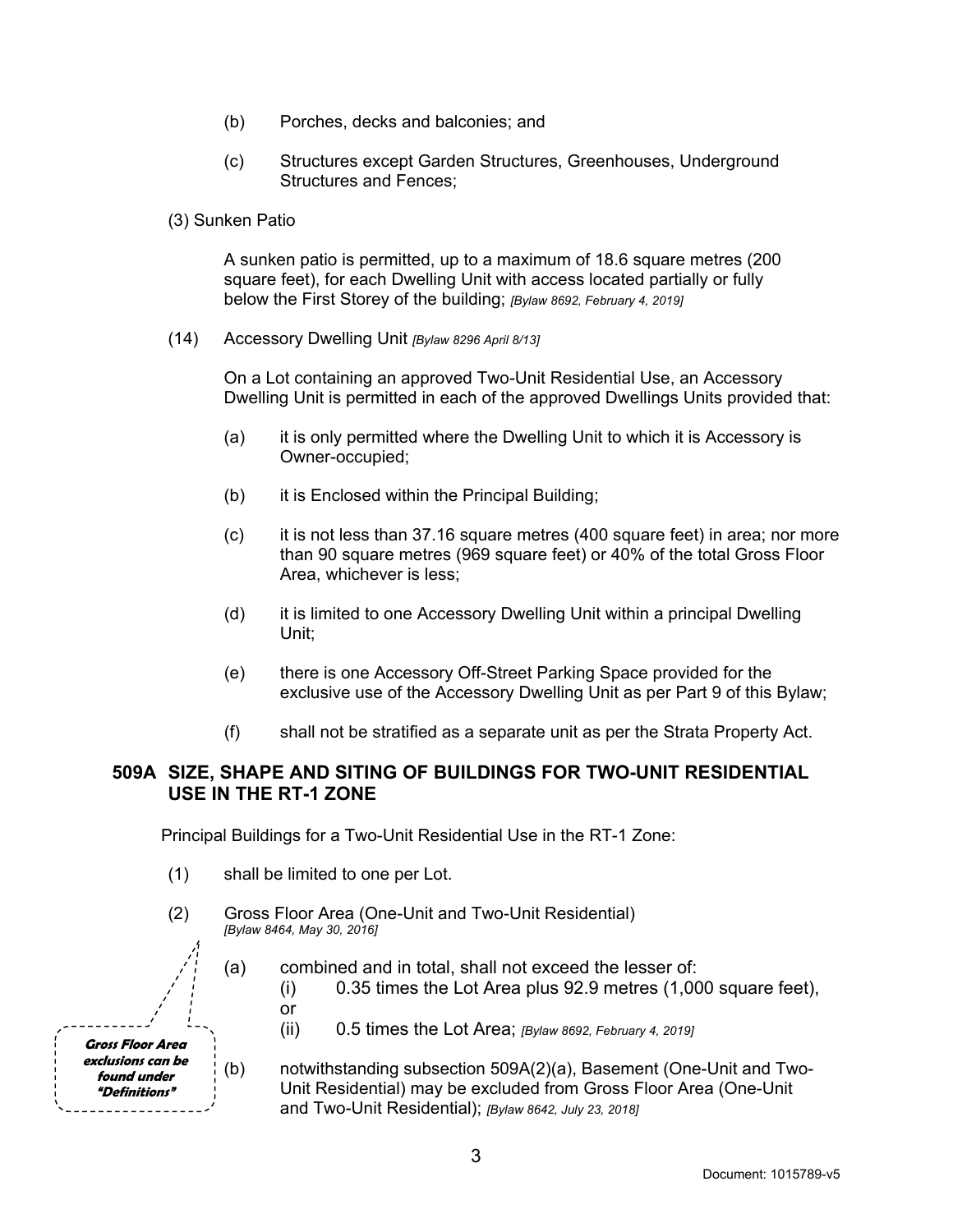(b) Porches, decks and balconies; and

(c) Structures except Garden Structures, Greenhouses, Underground Structures and Fences;

(3) Sunken Patio

A sunken patio is permitted, up to a maximum of 18.6 square metres (200 square feet), for each Dwelling Unit with access located partially or fully below the First Storey of the building; *[Bylaw 8692, February 4, 2019]*

(14) Accessory Dwelling Unit *[Bylaw 8296 April 8/13]*

On a Lot containing an approved Two-Unit Residential Use, an Accessory Dwelling Unit is permitted in each of the approved Dwellings Units provided that:

(a) it is only permitted where the Dwelling Unit to which it is Accessory is Owner-occupied;

(b) it is Enclosed within the Principal Building;

(c) it is not less than 37.16 square metres (400 square feet) in area; nor more than 90 square metres (969 square feet) or 40% of the total Gross Floor Area, whichever is less;

(d) it is limited to one Accessory Dwelling Unit within a principal Dwelling Unit;

(e) there is one Accessory Off-Street Parking Space provided for the exclusive use of the Accessory Dwelling Unit as per Part 9 of this Bylaw;

(f) shall not be stratified as a separate unit as per the Strata Property Act.

## 509A SIZE, SHAPE AND SITING OF BUILDINGS FOR TWO-UNIT RESIDENTIAL USE IN THE RT-1 ZONE

Principal Buildings for a Two-Unit Residential Use in the RT-1 Zone:

(1) shall be limited to one per Lot.

(2) Gross Floor Area (One-Unit and Two-Unit Residential) *[Bylaw 8464, May 30, 2016]*

***Gross Floor Area exclusions can be found under "Definitions"***

(a) combined and in total, shall not exceed the lesser of:

(i) 0.35 times the Lot Area plus 92.9 metres (1,000 square feet), or

(ii) 0.5 times the Lot Area; *[Bylaw 8692, February 4, 2019]*

(b) notwithstanding subsection 509A(2)(a), Basement (One-Unit and Two-Unit Residential) may be excluded from Gross Floor Area (One-Unit and Two-Unit Residential); *[Bylaw 8642, July 23, 2018]*

Document: 1015789-v5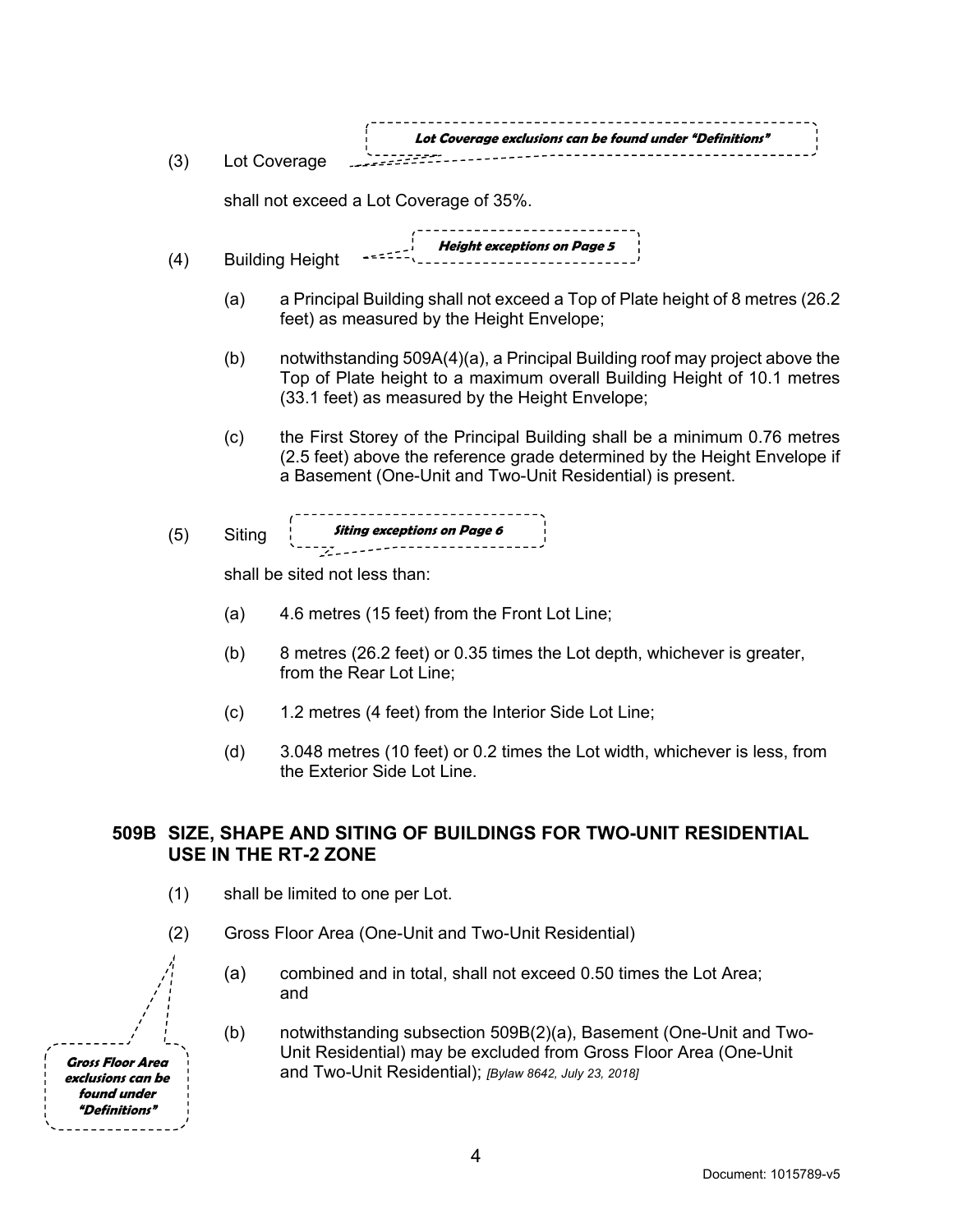(3) Lot Coverage

*Lot Coverage exclusions can be found under "Definitions"*

shall not exceed a Lot Coverage of 35%.

(4) Building Height

*Height exceptions on Page 5*

(a) a Principal Building shall not exceed a Top of Plate height of 8 metres (26.2 feet) as measured by the Height Envelope;

(b) notwithstanding 509A(4)(a), a Principal Building roof may project above the Top of Plate height to a maximum overall Building Height of 10.1 metres (33.1 feet) as measured by the Height Envelope;

(c) the First Storey of the Principal Building shall be a minimum 0.76 metres (2.5 feet) above the reference grade determined by the Height Envelope if a Basement (One-Unit and Two-Unit Residential) is present.

(5) Siting

*Siting exceptions on Page 6*

shall be sited not less than:

(a) 4.6 metres (15 feet) from the Front Lot Line;

(b) 8 metres (26.2 feet) or 0.35 times the Lot depth, whichever is greater, from the Rear Lot Line;

(c) 1.2 metres (4 feet) from the Interior Side Lot Line;

(d) 3.048 metres (10 feet) or 0.2 times the Lot width, whichever is less, from the Exterior Side Lot Line.

## 509B SIZE, SHAPE AND SITING OF BUILDINGS FOR TWO-UNIT RESIDENTIAL USE IN THE RT-2 ZONE

(1) shall be limited to one per Lot.

(2) Gross Floor Area (One-Unit and Two-Unit Residential)

*Gross Floor Area exclusions can be found under "Definitions"*

(a) combined and in total, shall not exceed 0.50 times the Lot Area; and

(b) notwithstanding subsection 509B(2)(a), Basement (One-Unit and Two-Unit Residential) may be excluded from Gross Floor Area (One-Unit and Two-Unit Residential); *[Bylaw 8642, July 23, 2018]*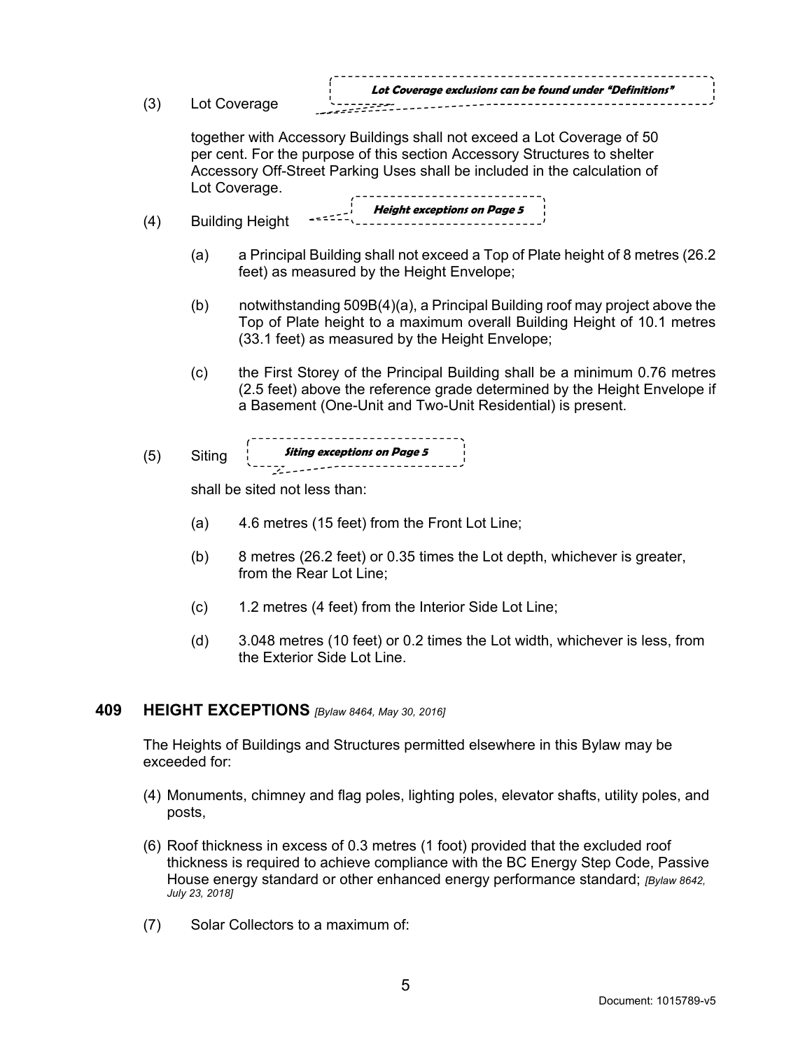(3) Lot Coverage

*Lot Coverage exclusions can be found under "Definitions"*

together with Accessory Buildings shall not exceed a Lot Coverage of 50 per cent. For the purpose of this section Accessory Structures to shelter Accessory Off-Street Parking Uses shall be included in the calculation of Lot Coverage.

(4) Building Height

*Height exceptions on Page 5*

(a) a Principal Building shall not exceed a Top of Plate height of 8 metres (26.2 feet) as measured by the Height Envelope;

(b) notwithstanding 509B(4)(a), a Principal Building roof may project above the Top of Plate height to a maximum overall Building Height of 10.1 metres (33.1 feet) as measured by the Height Envelope;

(c) the First Storey of the Principal Building shall be a minimum 0.76 metres (2.5 feet) above the reference grade determined by the Height Envelope if a Basement (One-Unit and Two-Unit Residential) is present.

(5) Siting

*Siting exceptions on Page 5*

shall be sited not less than:

(a) 4.6 metres (15 feet) from the Front Lot Line;

(b) 8 metres (26.2 feet) or 0.35 times the Lot depth, whichever is greater, from the Rear Lot Line;

(c) 1.2 metres (4 feet) from the Interior Side Lot Line;

(d) 3.048 metres (10 feet) or 0.2 times the Lot width, whichever is less, from the Exterior Side Lot Line.

## 409 HEIGHT EXCEPTIONS *[Bylaw 8464, May 30, 2016]*

The Heights of Buildings and Structures permitted elsewhere in this Bylaw may be exceeded for:

(4) Monuments, chimney and flag poles, lighting poles, elevator shafts, utility poles, and posts,

(6) Roof thickness in excess of 0.3 metres (1 foot) provided that the excluded roof thickness is required to achieve compliance with the BC Energy Step Code, Passive House energy standard or other enhanced energy performance standard; *[Bylaw 8642, July 23, 2018]*

(7) Solar Collectors to a maximum of: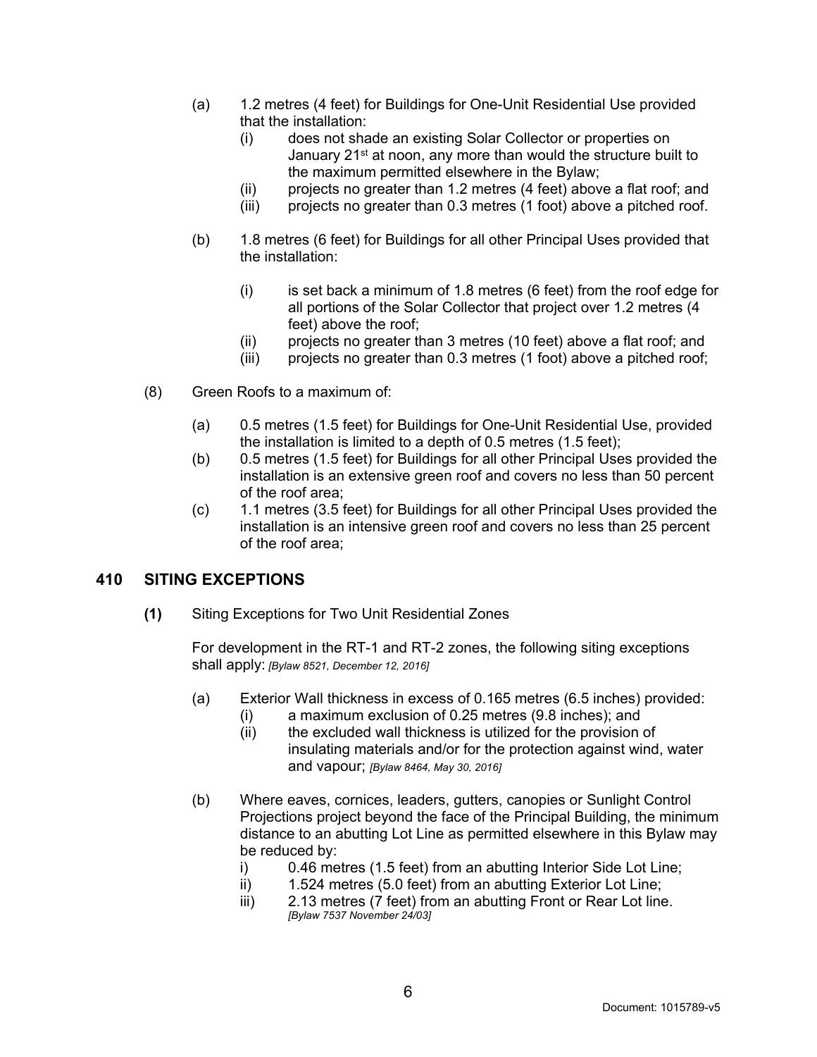(a) 1.2 metres (4 feet) for Buildings for One-Unit Residential Use provided that the installation:
   (i) does not shade an existing Solar Collector or properties on January 21st at noon, any more than would the structure built to the maximum permitted elsewhere in the Bylaw;
   (ii) projects no greater than 1.2 metres (4 feet) above a flat roof; and
   (iii) projects no greater than 0.3 metres (1 foot) above a pitched roof.

(b) 1.8 metres (6 feet) for Buildings for all other Principal Uses provided that the installation:

   (i) is set back a minimum of 1.8 metres (6 feet) from the roof edge for all portions of the Solar Collector that project over 1.2 metres (4 feet) above the roof;
   (ii) projects no greater than 3 metres (10 feet) above a flat roof; and
   (iii) projects no greater than 0.3 metres (1 foot) above a pitched roof;

(8) Green Roofs to a maximum of:

   (a) 0.5 metres (1.5 feet) for Buildings for One-Unit Residential Use, provided the installation is limited to a depth of 0.5 metres (1.5 feet);
   (b) 0.5 metres (1.5 feet) for Buildings for all other Principal Uses provided the installation is an extensive green roof and covers no less than 50 percent of the roof area;
   (c) 1.1 metres (3.5 feet) for Buildings for all other Principal Uses provided the installation is an intensive green roof and covers no less than 25 percent of the roof area;

## 410 SITING EXCEPTIONS

**(1)** Siting Exceptions for Two Unit Residential Zones

For development in the RT-1 and RT-2 zones, the following siting exceptions shall apply: *[Bylaw 8521, December 12, 2016]*

(a) Exterior Wall thickness in excess of 0.165 metres (6.5 inches) provided:
   (i) a maximum exclusion of 0.25 metres (9.8 inches); and
   (ii) the excluded wall thickness is utilized for the provision of insulating materials and/or for the protection against wind, water and vapour; *[Bylaw 8464, May 30, 2016]*

(b) Where eaves, cornices, leaders, gutters, canopies or Sunlight Control Projections project beyond the face of the Principal Building, the minimum distance to an abutting Lot Line as permitted elsewhere in this Bylaw may be reduced by:
   i) 0.46 metres (1.5 feet) from an abutting Interior Side Lot Line;
   ii) 1.524 metres (5.0 feet) from an abutting Exterior Lot Line;
   iii) 2.13 metres (7 feet) from an abutting Front or Rear Lot line. *[Bylaw 7537 November 24/03]*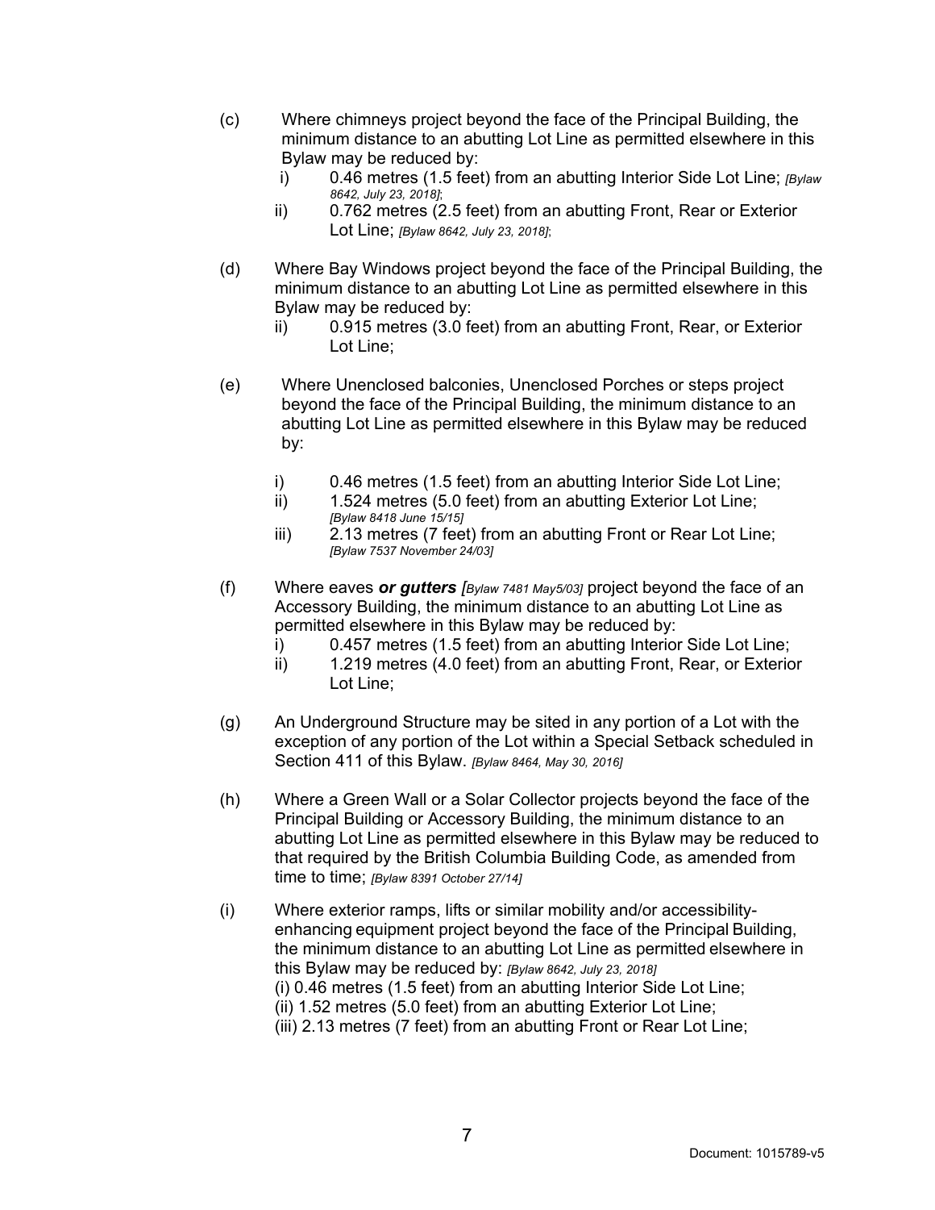(c) Where chimneys project beyond the face of the Principal Building, the minimum distance to an abutting Lot Line as permitted elsewhere in this Bylaw may be reduced by:

- i) 0.46 metres (1.5 feet) from an abutting Interior Side Lot Line; *[Bylaw 8642, July 23, 2018]*;
- ii) 0.762 metres (2.5 feet) from an abutting Front, Rear or Exterior Lot Line; *[Bylaw 8642, July 23, 2018]*;

(d) Where Bay Windows project beyond the face of the Principal Building, the minimum distance to an abutting Lot Line as permitted elsewhere in this Bylaw may be reduced by:

- ii) 0.915 metres (3.0 feet) from an abutting Front, Rear, or Exterior Lot Line;

(e) Where Unenclosed balconies, Unenclosed Porches or steps project beyond the face of the Principal Building, the minimum distance to an abutting Lot Line as permitted elsewhere in this Bylaw may be reduced by:

- i) 0.46 metres (1.5 feet) from an abutting Interior Side Lot Line;
- ii) 1.524 metres (5.0 feet) from an abutting Exterior Lot Line; *[Bylaw 8418 June 15/15]*
- iii) 2.13 metres (7 feet) from an abutting Front or Rear Lot Line; *[Bylaw 7537 November 24/03]*

(f) Where eaves ***or gutters*** *[Bylaw 7481 May5/03]* project beyond the face of an Accessory Building, the minimum distance to an abutting Lot Line as permitted elsewhere in this Bylaw may be reduced by:

- i) 0.457 metres (1.5 feet) from an abutting Interior Side Lot Line;
- ii) 1.219 metres (4.0 feet) from an abutting Front, Rear, or Exterior Lot Line;

(g) An Underground Structure may be sited in any portion of a Lot with the exception of any portion of the Lot within a Special Setback scheduled in Section 411 of this Bylaw. *[Bylaw 8464, May 30, 2016]*

(h) Where a Green Wall or a Solar Collector projects beyond the face of the Principal Building or Accessory Building, the minimum distance to an abutting Lot Line as permitted elsewhere in this Bylaw may be reduced to that required by the British Columbia Building Code, as amended from time to time; *[Bylaw 8391 October 27/14]*

(i) Where exterior ramps, lifts or similar mobility and/or accessibility-enhancing equipment project beyond the face of the Principal Building, the minimum distance to an abutting Lot Line as permitted elsewhere in this Bylaw may be reduced by: *[Bylaw 8642, July 23, 2018]*

(i) 0.46 metres (1.5 feet) from an abutting Interior Side Lot Line;
(ii) 1.52 metres (5.0 feet) from an abutting Exterior Lot Line;
(iii) 2.13 metres (7 feet) from an abutting Front or Rear Lot Line;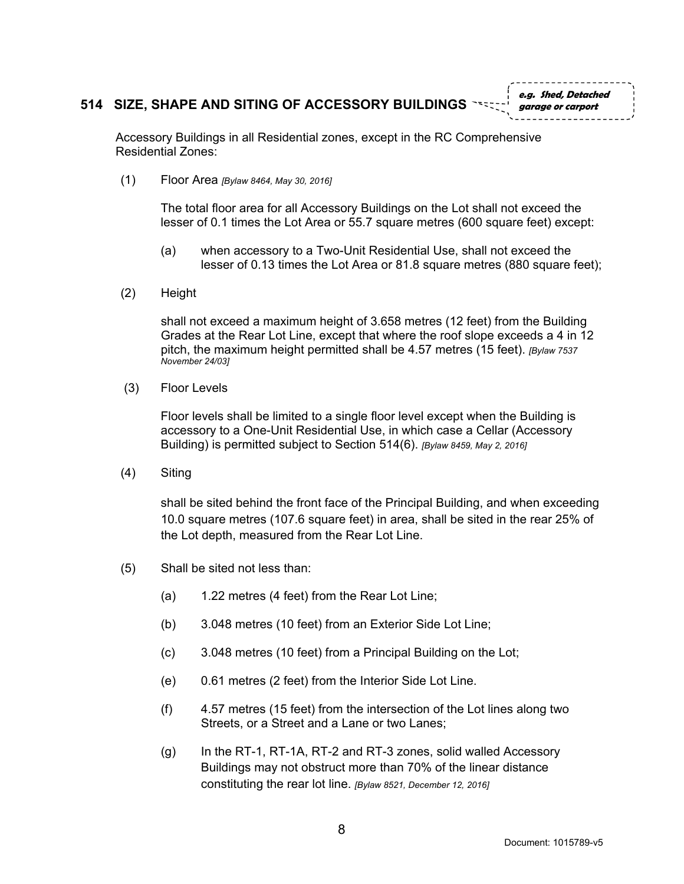## 514 SIZE, SHAPE AND SITING OF ACCESSORY BUILDINGS

***e.g. Shed, Detached garage or carport***

Accessory Buildings in all Residential zones, except in the RC Comprehensive Residential Zones:

(1) Floor Area *[Bylaw 8464, May 30, 2016]*

The total floor area for all Accessory Buildings on the Lot shall not exceed the lesser of 0.1 times the Lot Area or 55.7 square metres (600 square feet) except:

(a) when accessory to a Two-Unit Residential Use, shall not exceed the lesser of 0.13 times the Lot Area or 81.8 square metres (880 square feet);

(2) Height

shall not exceed a maximum height of 3.658 metres (12 feet) from the Building Grades at the Rear Lot Line, except that where the roof slope exceeds a 4 in 12 pitch, the maximum height permitted shall be 4.57 metres (15 feet). *[Bylaw 7537 November 24/03]*

(3) Floor Levels

Floor levels shall be limited to a single floor level except when the Building is accessory to a One-Unit Residential Use, in which case a Cellar (Accessory Building) is permitted subject to Section 514(6). *[Bylaw 8459, May 2, 2016]*

(4) Siting

shall be sited behind the front face of the Principal Building, and when exceeding 10.0 square metres (107.6 square feet) in area, shall be sited in the rear 25% of the Lot depth, measured from the Rear Lot Line.

(5) Shall be sited not less than:

(a) 1.22 metres (4 feet) from the Rear Lot Line;

(b) 3.048 metres (10 feet) from an Exterior Side Lot Line;

(c) 3.048 metres (10 feet) from a Principal Building on the Lot;

(e) 0.61 metres (2 feet) from the Interior Side Lot Line.

(f) 4.57 metres (15 feet) from the intersection of the Lot lines along two Streets, or a Street and a Lane or two Lanes;

(g) In the RT-1, RT-1A, RT-2 and RT-3 zones, solid walled Accessory Buildings may not obstruct more than 70% of the linear distance constituting the rear lot line. *[Bylaw 8521, December 12, 2016]*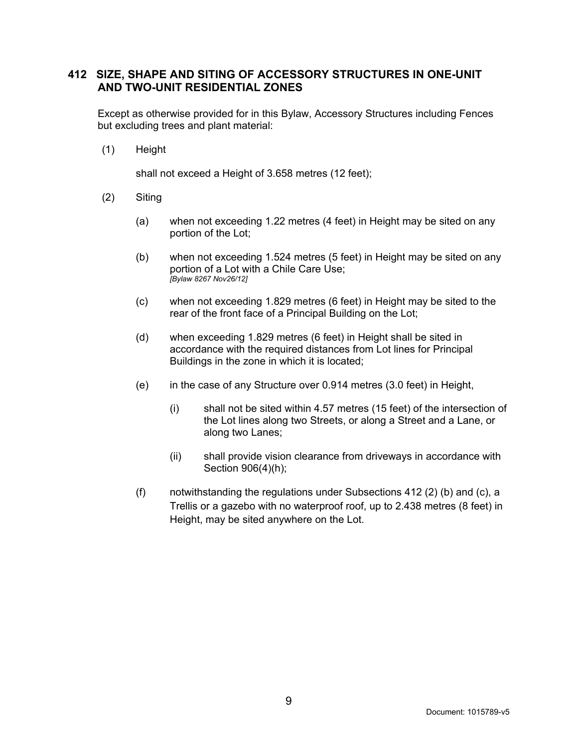## 412 SIZE, SHAPE AND SITING OF ACCESSORY STRUCTURES IN ONE-UNIT AND TWO-UNIT RESIDENTIAL ZONES

Except as otherwise provided for in this Bylaw, Accessory Structures including Fences but excluding trees and plant material:

(1) Height

shall not exceed a Height of 3.658 metres (12 feet);

(2) Siting

(a) when not exceeding 1.22 metres (4 feet) in Height may be sited on any portion of the Lot;

(b) when not exceeding 1.524 metres (5 feet) in Height may be sited on any portion of a Lot with a Chile Care Use;
*[Bylaw 8267 Nov26/12]*

(c) when not exceeding 1.829 metres (6 feet) in Height may be sited to the rear of the front face of a Principal Building on the Lot;

(d) when exceeding 1.829 metres (6 feet) in Height shall be sited in accordance with the required distances from Lot lines for Principal Buildings in the zone in which it is located;

(e) in the case of any Structure over 0.914 metres (3.0 feet) in Height,

(i) shall not be sited within 4.57 metres (15 feet) of the intersection of the Lot lines along two Streets, or along a Street and a Lane, or along two Lanes;

(ii) shall provide vision clearance from driveways in accordance with Section 906(4)(h);

(f) notwithstanding the regulations under Subsections 412 (2) (b) and (c), a Trellis or a gazebo with no waterproof roof, up to 2.438 metres (8 feet) in Height, may be sited anywhere on the Lot.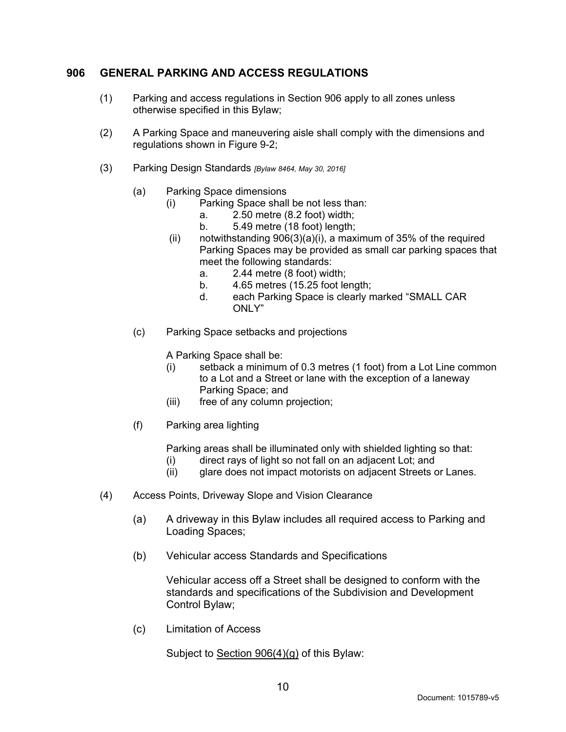## 906 GENERAL PARKING AND ACCESS REGULATIONS

(1) Parking and access regulations in Section 906 apply to all zones unless otherwise specified in this Bylaw;

(2) A Parking Space and maneuvering aisle shall comply with the dimensions and regulations shown in Figure 9-2;

(3) Parking Design Standards *[Bylaw 8464, May 30, 2016]*

  (a) Parking Space dimensions

    (i) Parking Space shall be not less than:

      a. 2.50 metre (8.2 foot) width;

      b. 5.49 metre (18 foot) length;

    (ii) notwithstanding 906(3)(a)(i), a maximum of 35% of the required Parking Spaces may be provided as small car parking spaces that meet the following standards:

      a. 2.44 metre (8 foot) width;

      b. 4.65 metres (15.25 foot length;

      d. each Parking Space is clearly marked “SMALL CAR ONLY”

  (c) Parking Space setbacks and projections

  A Parking Space shall be:

    (i) setback a minimum of 0.3 metres (1 foot) from a Lot Line common to a Lot and a Street or lane with the exception of a laneway Parking Space; and

    (iii) free of any column projection;

  (f) Parking area lighting

  Parking areas shall be illuminated only with shielded lighting so that:

    (i) direct rays of light so not fall on an adjacent Lot; and

    (ii) glare does not impact motorists on adjacent Streets or Lanes.

(4) Access Points, Driveway Slope and Vision Clearance

  (a) A driveway in this Bylaw includes all required access to Parking and Loading Spaces;

  (b) Vehicular access Standards and Specifications

  Vehicular access off a Street shall be designed to conform with the standards and specifications of the Subdivision and Development Control Bylaw;

  (c) Limitation of Access

  Subject to Section 906(4)(g) of this Bylaw: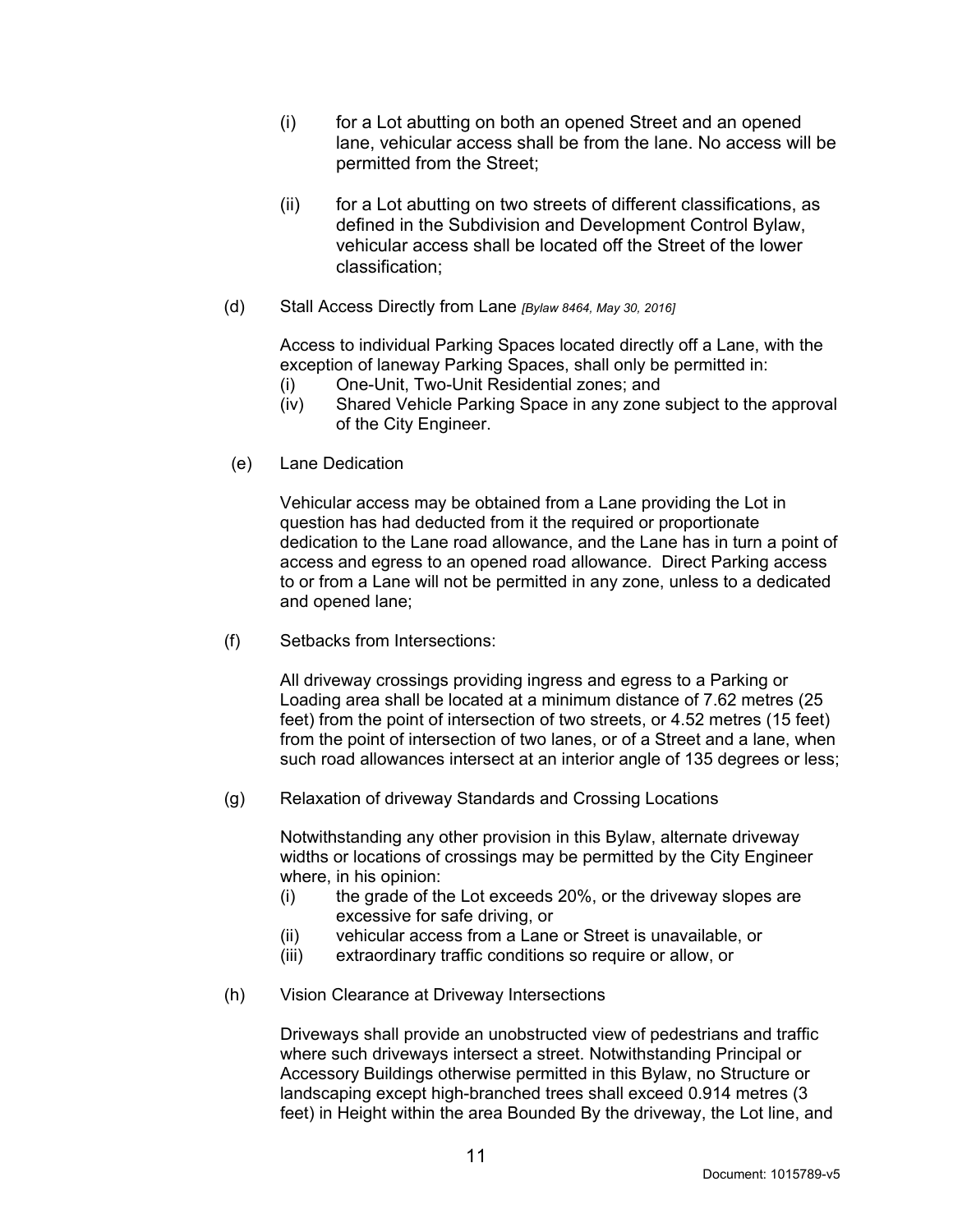(i) for a Lot abutting on both an opened Street and an opened lane, vehicular access shall be from the lane. No access will be permitted from the Street;

(ii) for a Lot abutting on two streets of different classifications, as defined in the Subdivision and Development Control Bylaw, vehicular access shall be located off the Street of the lower classification;

(d) Stall Access Directly from Lane *[Bylaw 8464, May 30, 2016]*

Access to individual Parking Spaces located directly off a Lane, with the exception of laneway Parking Spaces, shall only be permitted in:

(i) One-Unit, Two-Unit Residential zones; and
(iv) Shared Vehicle Parking Space in any zone subject to the approval of the City Engineer.

(e) Lane Dedication

Vehicular access may be obtained from a Lane providing the Lot in question has had deducted from it the required or proportionate dedication to the Lane road allowance, and the Lane has in turn a point of access and egress to an opened road allowance. Direct Parking access to or from a Lane will not be permitted in any zone, unless to a dedicated and opened lane;

(f) Setbacks from Intersections:

All driveway crossings providing ingress and egress to a Parking or Loading area shall be located at a minimum distance of 7.62 metres (25 feet) from the point of intersection of two streets, or 4.52 metres (15 feet) from the point of intersection of two lanes, or of a Street and a lane, when such road allowances intersect at an interior angle of 135 degrees or less;

(g) Relaxation of driveway Standards and Crossing Locations

Notwithstanding any other provision in this Bylaw, alternate driveway widths or locations of crossings may be permitted by the City Engineer where, in his opinion:

(i) the grade of the Lot exceeds 20%, or the driveway slopes are excessive for safe driving, or
(ii) vehicular access from a Lane or Street is unavailable, or
(iii) extraordinary traffic conditions so require or allow, or

(h) Vision Clearance at Driveway Intersections

Driveways shall provide an unobstructed view of pedestrians and traffic where such driveways intersect a street. Notwithstanding Principal or Accessory Buildings otherwise permitted in this Bylaw, no Structure or landscaping except high-branched trees shall exceed 0.914 metres (3 feet) in Height within the area Bounded By the driveway, the Lot line, and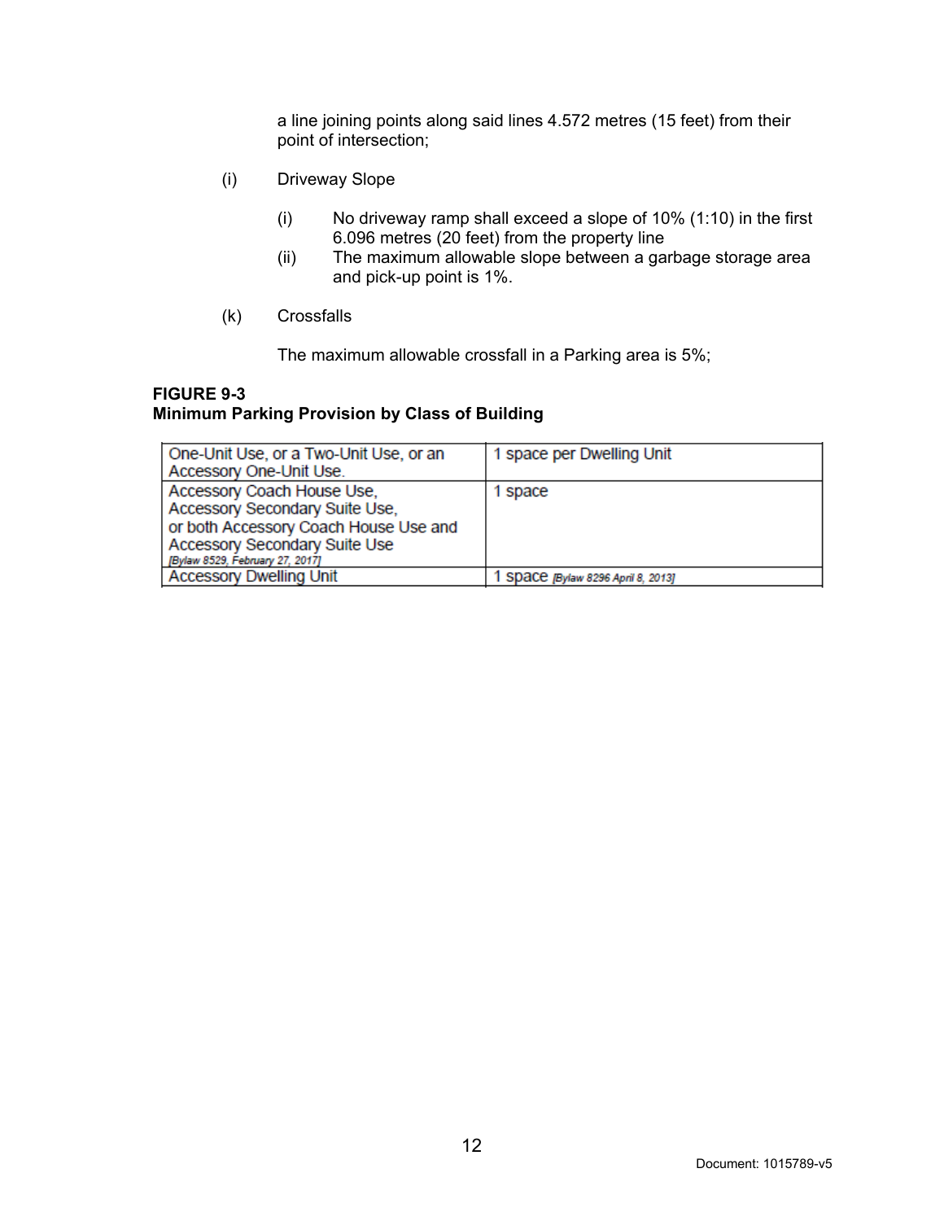a line joining points along said lines 4.572 metres (15 feet) from their point of intersection;

(i) Driveway Slope

(i) No driveway ramp shall exceed a slope of 10% (1:10) in the first 6.096 metres (20 feet) from the property line

(ii) The maximum allowable slope between a garbage storage area and pick-up point is 1%.

(k) Crossfalls

The maximum allowable crossfall in a Parking area is 5%;

**FIGURE 9-3**
**Minimum Parking Provision by Class of Building**

| | |
|---|---|
| One-Unit Use, or a Two-Unit Use, or an Accessory One-Unit Use. | 1 space per Dwelling Unit |
| Accessory Coach House Use, Accessory Secondary Suite Use, or both Accessory Coach House Use and Accessory Secondary Suite Use *[Bylaw 8529, February 27, 2017]* | 1 space |
| Accessory Dwelling Unit | 1 space *[Bylaw 8296 April 8, 2013]* |

Document: 1015789-v5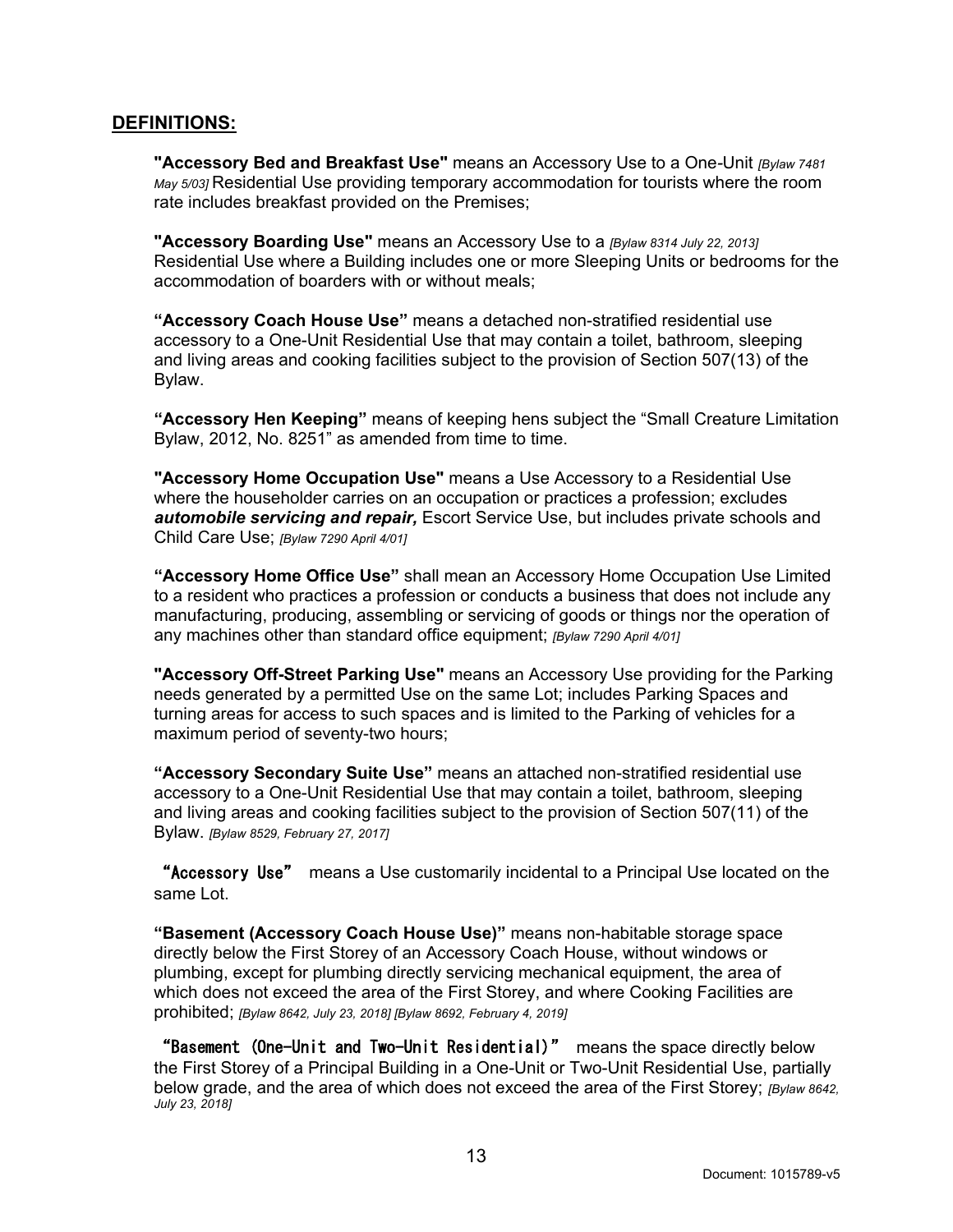## DEFINITIONS:

**"Accessory Bed and Breakfast Use"** means an Accessory Use to a One-Unit *[Bylaw 7481 May 5/03]* Residential Use providing temporary accommodation for tourists where the room rate includes breakfast provided on the Premises;

**"Accessory Boarding Use"** means an Accessory Use to a *[Bylaw 8314 July 22, 2013]* Residential Use where a Building includes one or more Sleeping Units or bedrooms for the accommodation of boarders with or without meals;

**"Accessory Coach House Use"** means a detached non-stratified residential use accessory to a One-Unit Residential Use that may contain a toilet, bathroom, sleeping and living areas and cooking facilities subject to the provision of Section 507(13) of the Bylaw.

**"Accessory Hen Keeping"** means of keeping hens subject the "Small Creature Limitation Bylaw, 2012, No. 8251" as amended from time to time.

**"Accessory Home Occupation Use"** means a Use Accessory to a Residential Use where the householder carries on an occupation or practices a profession; excludes ***automobile servicing and repair,*** Escort Service Use, but includes private schools and Child Care Use; *[Bylaw 7290 April 4/01]*

**"Accessory Home Office Use"** shall mean an Accessory Home Occupation Use Limited to a resident who practices a profession or conducts a business that does not include any manufacturing, producing, assembling or servicing of goods or things nor the operation of any machines other than standard office equipment; *[Bylaw 7290 April 4/01]*

**"Accessory Off-Street Parking Use"** means an Accessory Use providing for the Parking needs generated by a permitted Use on the same Lot; includes Parking Spaces and turning areas for access to such spaces and is limited to the Parking of vehicles for a maximum period of seventy-two hours;

**"Accessory Secondary Suite Use"** means an attached non-stratified residential use accessory to a One-Unit Residential Use that may contain a toilet, bathroom, sleeping and living areas and cooking facilities subject to the provision of Section 507(11) of the Bylaw. *[Bylaw 8529, February 27, 2017]*

**"Accessory Use"** means a Use customarily incidental to a Principal Use located on the same Lot.

**"Basement (Accessory Coach House Use)"** means non-habitable storage space directly below the First Storey of an Accessory Coach House, without windows or plumbing, except for plumbing directly servicing mechanical equipment, the area of which does not exceed the area of the First Storey, and where Cooking Facilities are prohibited; *[Bylaw 8642, July 23, 2018] [Bylaw 8692, February 4, 2019]*

**"Basement (One-Unit and Two-Unit Residential)"** means the space directly below the First Storey of a Principal Building in a One-Unit or Two-Unit Residential Use, partially below grade, and the area of which does not exceed the area of the First Storey; *[Bylaw 8642, July 23, 2018]*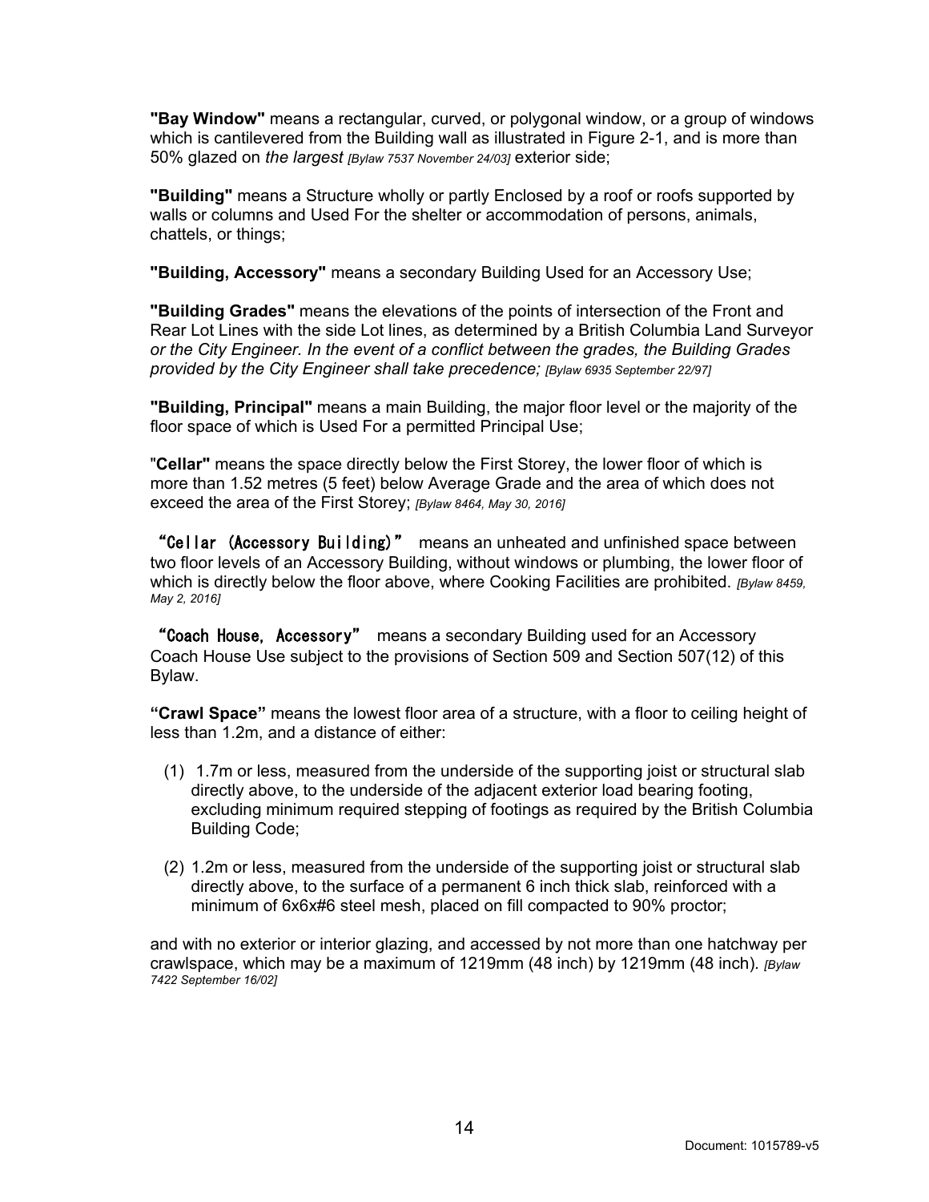**"Bay Window"** means a rectangular, curved, or polygonal window, or a group of windows which is cantilevered from the Building wall as illustrated in Figure 2-1, and is more than 50% glazed on *the largest [Bylaw 7537 November 24/03]* exterior side;

**"Building"** means a Structure wholly or partly Enclosed by a roof or roofs supported by walls or columns and Used For the shelter or accommodation of persons, animals, chattels, or things;

**"Building, Accessory"** means a secondary Building Used for an Accessory Use;

**"Building Grades"** means the elevations of the points of intersection of the Front and Rear Lot Lines with the side Lot lines, as determined by a British Columbia Land Surveyor *or the City Engineer. In the event of a conflict between the grades, the Building Grades provided by the City Engineer shall take precedence; [Bylaw 6935 September 22/97]*

**"Building, Principal"** means a main Building, the major floor level or the majority of the floor space of which is Used For a permitted Principal Use;

"**Cellar"** means the space directly below the First Storey, the lower floor of which is more than 1.52 metres (5 feet) below Average Grade and the area of which does not exceed the area of the First Storey; *[Bylaw 8464, May 30, 2016]*

**"Cellar (Accessory Building)"** means an unheated and unfinished space between two floor levels of an Accessory Building, without windows or plumbing, the lower floor of which is directly below the floor above, where Cooking Facilities are prohibited. *[Bylaw 8459, May 2, 2016]*

**"Coach House, Accessory"** means a secondary Building used for an Accessory Coach House Use subject to the provisions of Section 509 and Section 507(12) of this Bylaw.

**"Crawl Space"** means the lowest floor area of a structure, with a floor to ceiling height of less than 1.2m, and a distance of either:

(1) 1.7m or less, measured from the underside of the supporting joist or structural slab directly above, to the underside of the adjacent exterior load bearing footing, excluding minimum required stepping of footings as required by the British Columbia Building Code;

(2) 1.2m or less, measured from the underside of the supporting joist or structural slab directly above, to the surface of a permanent 6 inch thick slab, reinforced with a minimum of 6x6x#6 steel mesh, placed on fill compacted to 90% proctor;

and with no exterior or interior glazing, and accessed by not more than one hatchway per crawlspace, which may be a maximum of 1219mm (48 inch) by 1219mm (48 inch). *[Bylaw 7422 September 16/02]*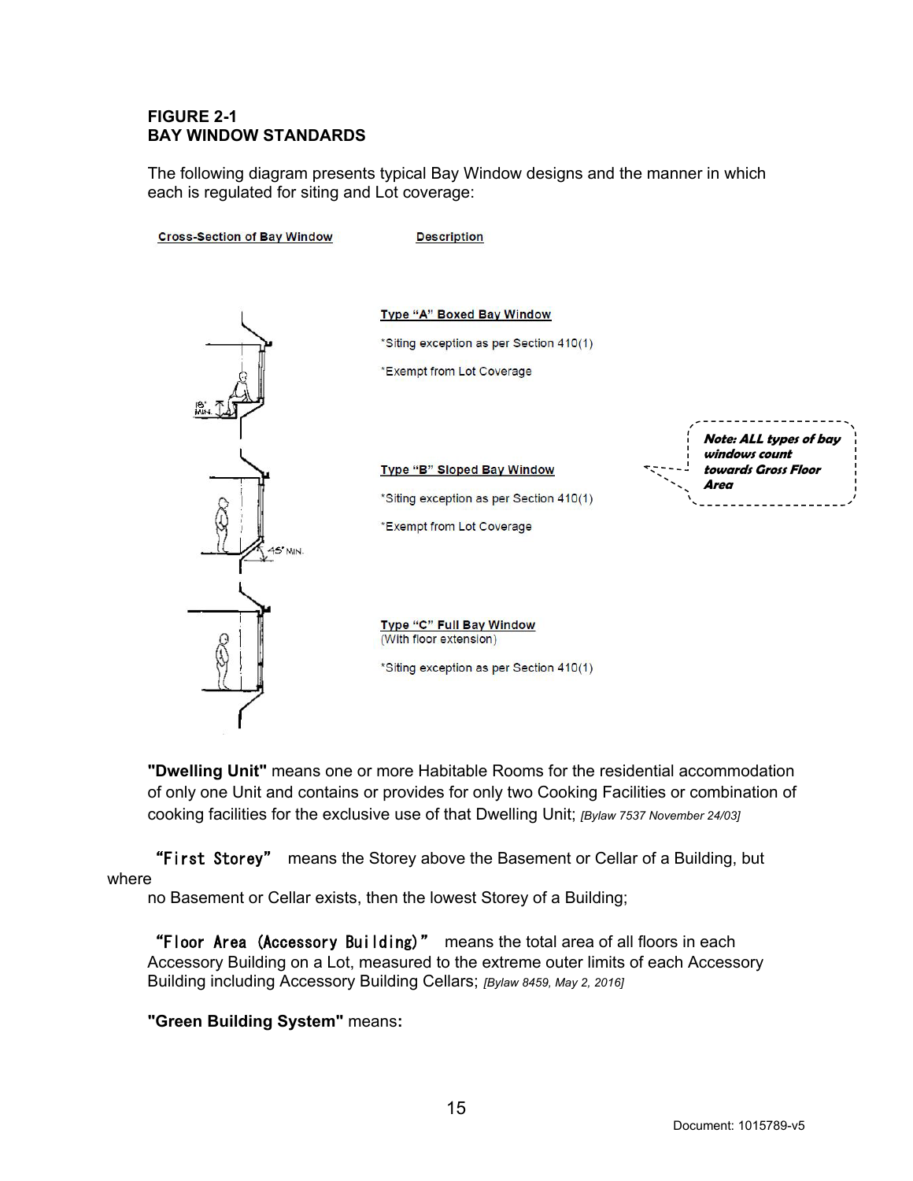**FIGURE 2-1**
**BAY WINDOW STANDARDS**

The following diagram presents typical Bay Window designs and the manner in which each is regulated for siting and Lot coverage:

| Cross-Section of Bay Window | Description |
|---|---|
| | **Type "A" Boxed Bay Window**<br>*Siting exception as per Section 410(1)<br>*Exempt from Lot Coverage |
| | **Type "B" Sloped Bay Window**<br>*Siting exception as per Section 410(1)<br>*Exempt from Lot Coverage |
| | **Type "C" Full Bay Window**<br>(With floor extension)<br>*Siting exception as per Section 410(1) |

***Note: ALL types of bay windows count towards Gross Floor Area***

**"Dwelling Unit"** means one or more Habitable Rooms for the residential accommodation of only one Unit and contains or provides for only two Cooking Facilities or combination of cooking facilities for the exclusive use of that Dwelling Unit; *[Bylaw 7537 November 24/03]*

**"First Storey"** means the Storey above the Basement or Cellar of a Building, but where no Basement or Cellar exists, then the lowest Storey of a Building;

**"Floor Area (Accessory Building)"** means the total area of all floors in each Accessory Building on a Lot, measured to the extreme outer limits of each Accessory Building including Accessory Building Cellars; *[Bylaw 8459, May 2, 2016]*

**"Green Building System"** means**:**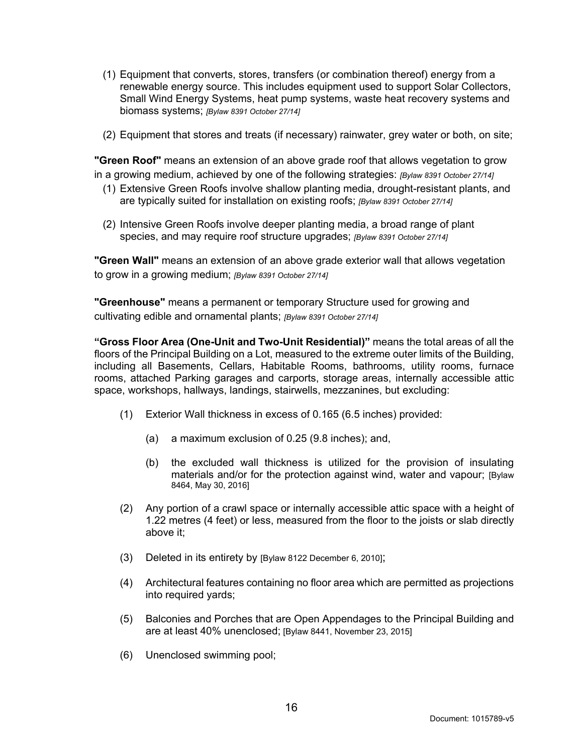(1) Equipment that converts, stores, transfers (or combination thereof) energy from a renewable energy source. This includes equipment used to support Solar Collectors, Small Wind Energy Systems, heat pump systems, waste heat recovery systems and biomass systems; *[Bylaw 8391 October 27/14]*

(2) Equipment that stores and treats (if necessary) rainwater, grey water or both, on site;

**"Green Roof"** means an extension of an above grade roof that allows vegetation to grow in a growing medium, achieved by one of the following strategies: *[Bylaw 8391 October 27/14]*

(1) Extensive Green Roofs involve shallow planting media, drought-resistant plants, and are typically suited for installation on existing roofs; *[Bylaw 8391 October 27/14]*

(2) Intensive Green Roofs involve deeper planting media, a broad range of plant species, and may require roof structure upgrades; *[Bylaw 8391 October 27/14]*

**"Green Wall"** means an extension of an above grade exterior wall that allows vegetation to grow in a growing medium; *[Bylaw 8391 October 27/14]*

**"Greenhouse"** means a permanent or temporary Structure used for growing and cultivating edible and ornamental plants; *[Bylaw 8391 October 27/14]*

**"Gross Floor Area (One-Unit and Two-Unit Residential)"** means the total areas of all the floors of the Principal Building on a Lot, measured to the extreme outer limits of the Building, including all Basements, Cellars, Habitable Rooms, bathrooms, utility rooms, furnace rooms, attached Parking garages and carports, storage areas, internally accessible attic space, workshops, hallways, landings, stairwells, mezzanines, but excluding:

(1) Exterior Wall thickness in excess of 0.165 (6.5 inches) provided:

  (a) a maximum exclusion of 0.25 (9.8 inches); and,

  (b) the excluded wall thickness is utilized for the provision of insulating materials and/or for the protection against wind, water and vapour; [Bylaw 8464, May 30, 2016]

(2) Any portion of a crawl space or internally accessible attic space with a height of 1.22 metres (4 feet) or less, measured from the floor to the joists or slab directly above it;

(3) Deleted in its entirety by [Bylaw 8122 December 6, 2010];

(4) Architectural features containing no floor area which are permitted as projections into required yards;

(5) Balconies and Porches that are Open Appendages to the Principal Building and are at least 40% unenclosed; [Bylaw 8441, November 23, 2015]

(6) Unenclosed swimming pool;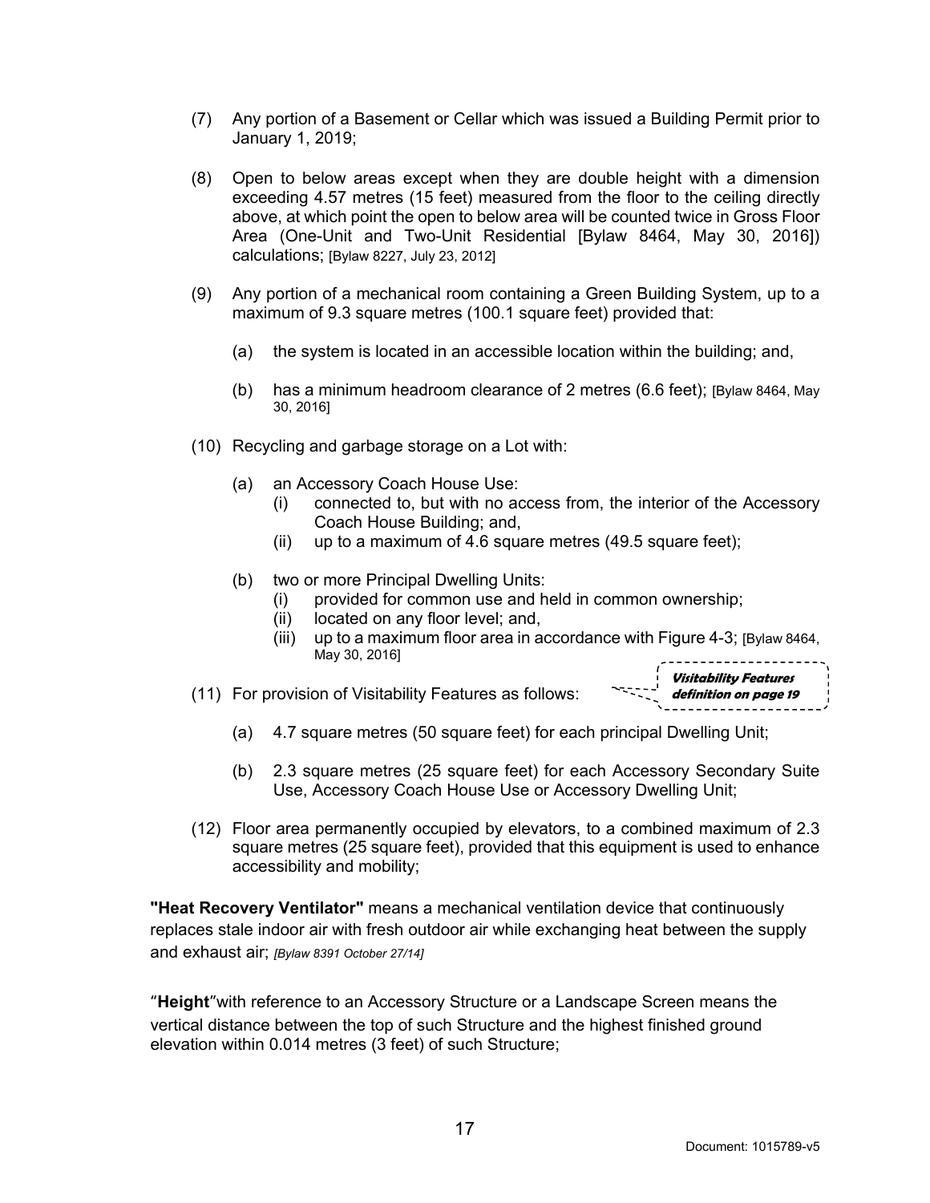(7) Any portion of a Basement or Cellar which was issued a Building Permit prior to January 1, 2019;

(8) Open to below areas except when they are double height with a dimension exceeding 4.57 metres (15 feet) measured from the floor to the ceiling directly above, at which point the open to below area will be counted twice in Gross Floor Area (One-Unit and Two-Unit Residential [Bylaw 8464, May 30, 2016]) calculations; [Bylaw 8227, July 23, 2012]

(9) Any portion of a mechanical room containing a Green Building System, up to a maximum of 9.3 square metres (100.1 square feet) provided that:

   (a) the system is located in an accessible location within the building; and,

   (b) has a minimum headroom clearance of 2 metres (6.6 feet); [Bylaw 8464, May 30, 2016]

(10) Recycling and garbage storage on a Lot with:

   (a) an Accessory Coach House Use:
      (i) connected to, but with no access from, the interior of the Accessory Coach House Building; and,
      (ii) up to a maximum of 4.6 square metres (49.5 square feet);

   (b) two or more Principal Dwelling Units:
      (i) provided for common use and held in common ownership;
      (ii) located on any floor level; and,
      (iii) up to a maximum floor area in accordance with Figure 4-3; [Bylaw 8464, May 30, 2016]

(11) For provision of Visitability Features as follows: *Visitability Features definition on page 19*

   (a) 4.7 square metres (50 square feet) for each principal Dwelling Unit;

   (b) 2.3 square metres (25 square feet) for each Accessory Secondary Suite Use, Accessory Coach House Use or Accessory Dwelling Unit;

(12) Floor area permanently occupied by elevators, to a combined maximum of 2.3 square metres (25 square feet), provided that this equipment is used to enhance accessibility and mobility;

**"Heat Recovery Ventilator"** means a mechanical ventilation device that continuously replaces stale indoor air with fresh outdoor air while exchanging heat between the supply and exhaust air; *[Bylaw 8391 October 27/14]*

"**Height**"with reference to an Accessory Structure or a Landscape Screen means the vertical distance between the top of such Structure and the highest finished ground elevation within 0.014 metres (3 feet) of such Structure;

Document: 1015789-v5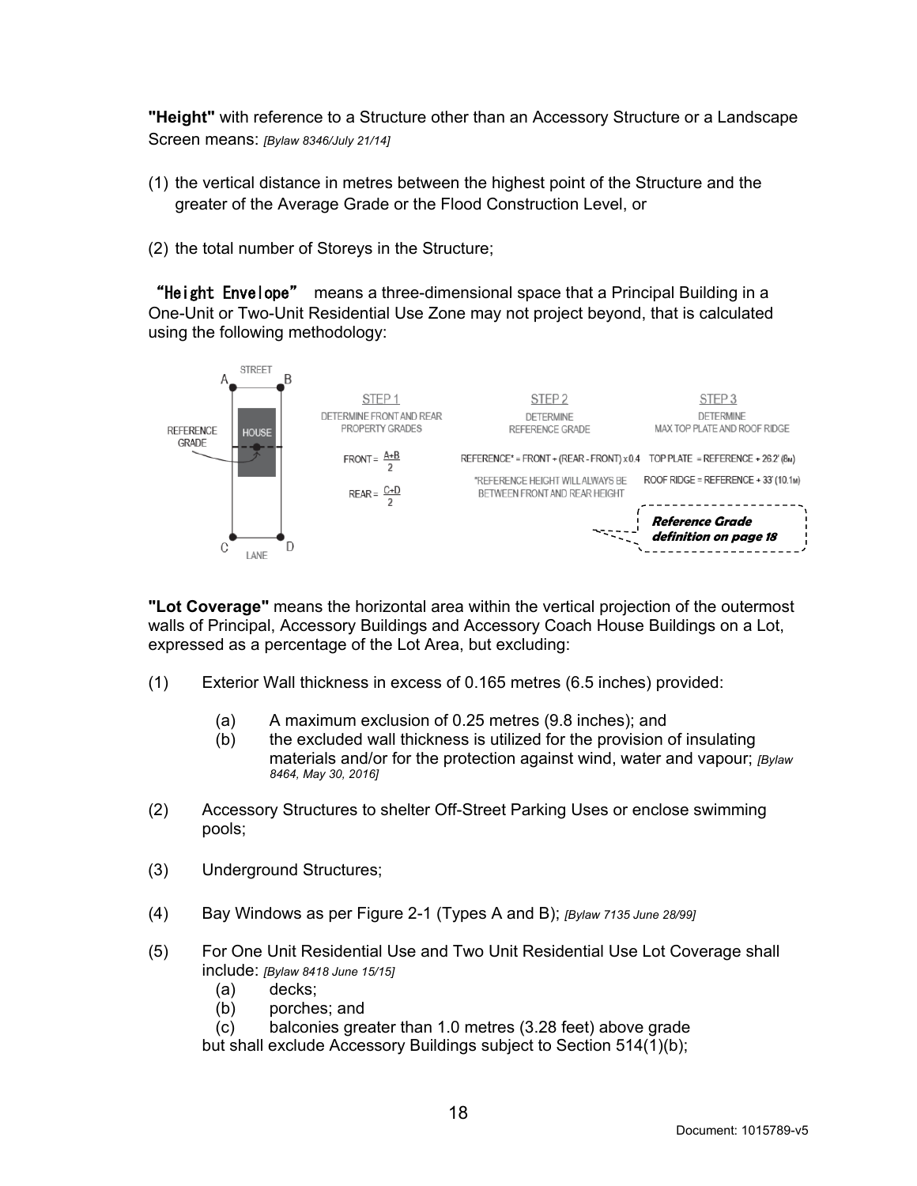**"Height"** with reference to a Structure other than an Accessory Structure or a Landscape Screen means: *[Bylaw 8346/July 21/14]*

(1) the vertical distance in metres between the highest point of the Structure and the greater of the Average Grade or the Flood Construction Level, or

(2) the total number of Storeys in the Structure;

**"Height Envelope"** means a three-dimensional space that a Principal Building in a One-Unit or Two-Unit Residential Use Zone may not project beyond, that is calculated using the following methodology:

STREET

A B

REFERENCE GRADE

HOUSE

C D

LANE

STEP 1
DETERMINE FRONT AND REAR PROPERTY GRADES

$$FRONT = \frac{A+B}{2}$$

$$REAR = \frac{C+D}{2}$$

STEP 2
DETERMINE REFERENCE GRADE

REFERENCE* = FRONT + (REAR - FRONT) x 0.4

*REFERENCE HEIGHT WILL ALWAYS BE BETWEEN FRONT AND REAR HEIGHT

STEP 3
DETERMINE MAX TOP PLATE AND ROOF RIDGE

TOP PLATE = REFERENCE + 26.2' (8M)

ROOF RIDGE = REFERENCE + 33' (10.1M)

***Reference Grade definition on page 18***

**"Lot Coverage"** means the horizontal area within the vertical projection of the outermost walls of Principal, Accessory Buildings and Accessory Coach House Buildings on a Lot, expressed as a percentage of the Lot Area, but excluding:

(1) Exterior Wall thickness in excess of 0.165 metres (6.5 inches) provided:

  (a) A maximum exclusion of 0.25 metres (9.8 inches); and
  (b) the excluded wall thickness is utilized for the provision of insulating materials and/or for the protection against wind, water and vapour; *[Bylaw 8464, May 30, 2016]*

(2) Accessory Structures to shelter Off-Street Parking Uses or enclose swimming pools;

(3) Underground Structures;

(4) Bay Windows as per Figure 2-1 (Types A and B); *[Bylaw 7135 June 28/99]*

(5) For One Unit Residential Use and Two Unit Residential Use Lot Coverage shall include: *[Bylaw 8418 June 15/15]*
  (a) decks;
  (b) porches; and
  (c) balconies greater than 1.0 metres (3.28 feet) above grade

but shall exclude Accessory Buildings subject to Section 514(1)(b);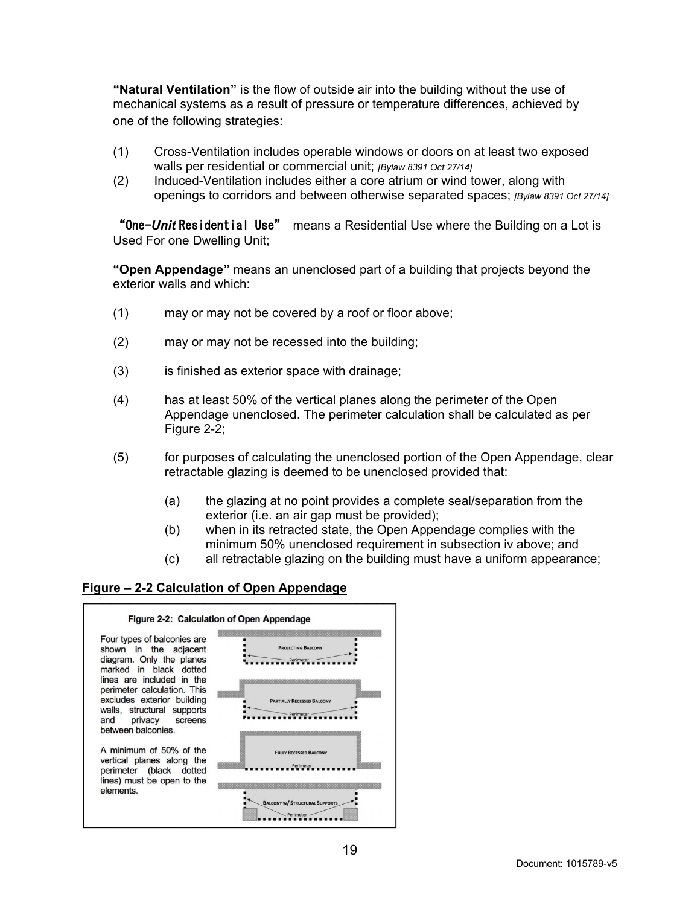**"Natural Ventilation"** is the flow of outside air into the building without the use of mechanical systems as a result of pressure or temperature differences, achieved by one of the following strategies:

(1) Cross-Ventilation includes operable windows or doors on at least two exposed walls per residential or commercial unit; *[Bylaw 8391 Oct 27/14]*

(2) Induced-Ventilation includes either a core atrium or wind tower, along with openings to corridors and between otherwise separated spaces; *[Bylaw 8391 Oct 27/14]*

**"One-*Unit* Residential Use"** means a Residential Use where the Building on a Lot is Used For one Dwelling Unit;

**"Open Appendage"** means an unenclosed part of a building that projects beyond the exterior walls and which:

(1) may or may not be covered by a roof or floor above;

(2) may or may not be recessed into the building;

(3) is finished as exterior space with drainage;

(4) has at least 50% of the vertical planes along the perimeter of the Open Appendage unenclosed. The perimeter calculation shall be calculated as per Figure 2-2;

(5) for purposes of calculating the unenclosed portion of the Open Appendage, clear retractable glazing is deemed to be unenclosed provided that:

 (a) the glazing at no point provides a complete seal/separation from the exterior (i.e. an air gap must be provided);
 (b) when in its retracted state, the Open Appendage complies with the minimum 50% unenclosed requirement in subsection iv above; and
 (c) all retractable glazing on the building must have a uniform appearance;

**Figure – 2-2 Calculation of Open Appendage**

Figure 2-2: Calculation of Open Appendage

Four types of balconies are shown in the adjacent diagram. Only the planes marked in black dotted lines are included in the perimeter calculation. This excludes exterior building walls, structural supports and privacy screens between balconies.

A minimum of 50% of the vertical planes along the perimeter (black dotted lines) must be open to the elements.

Projecting Balcony — Perimeter

Partially Recessed Balcony — Perimeter

Fully Recessed Balcony — Perimeter

Balcony w/ Structural Supports — Perimeter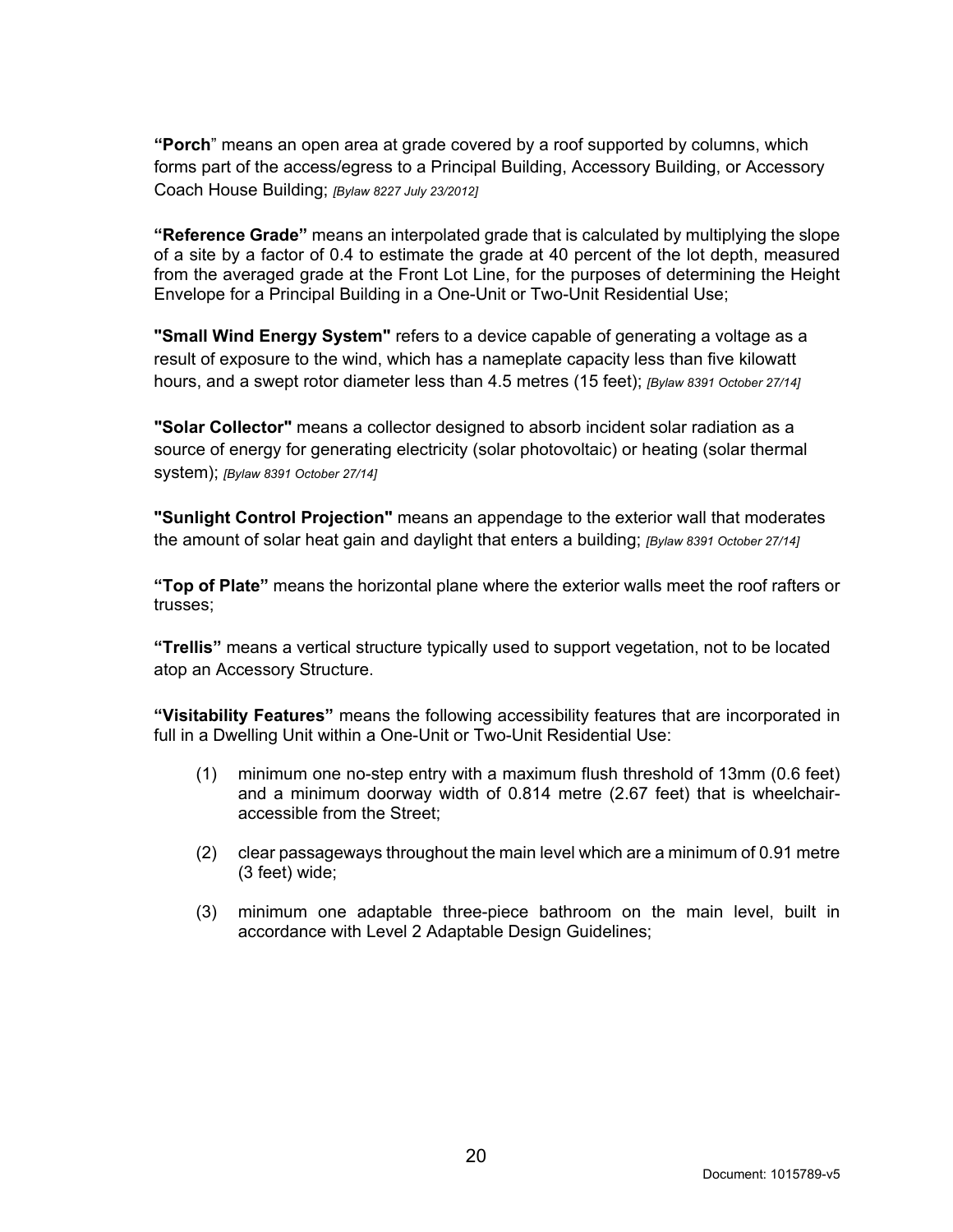**"Porch"** means an open area at grade covered by a roof supported by columns, which forms part of the access/egress to a Principal Building, Accessory Building, or Accessory Coach House Building; *[Bylaw 8227 July 23/2012]*

**"Reference Grade"** means an interpolated grade that is calculated by multiplying the slope of a site by a factor of 0.4 to estimate the grade at 40 percent of the lot depth, measured from the averaged grade at the Front Lot Line, for the purposes of determining the Height Envelope for a Principal Building in a One-Unit or Two-Unit Residential Use;

**"Small Wind Energy System"** refers to a device capable of generating a voltage as a result of exposure to the wind, which has a nameplate capacity less than five kilowatt hours, and a swept rotor diameter less than 4.5 metres (15 feet); *[Bylaw 8391 October 27/14]*

**"Solar Collector"** means a collector designed to absorb incident solar radiation as a source of energy for generating electricity (solar photovoltaic) or heating (solar thermal system); *[Bylaw 8391 October 27/14]*

**"Sunlight Control Projection"** means an appendage to the exterior wall that moderates the amount of solar heat gain and daylight that enters a building; *[Bylaw 8391 October 27/14]*

**"Top of Plate"** means the horizontal plane where the exterior walls meet the roof rafters or trusses;

**"Trellis"** means a vertical structure typically used to support vegetation, not to be located atop an Accessory Structure.

**"Visitability Features"** means the following accessibility features that are incorporated in full in a Dwelling Unit within a One-Unit or Two-Unit Residential Use:

(1) minimum one no-step entry with a maximum flush threshold of 13mm (0.6 feet) and a minimum doorway width of 0.814 metre (2.67 feet) that is wheelchair-accessible from the Street;

(2) clear passageways throughout the main level which are a minimum of 0.91 metre (3 feet) wide;

(3) minimum one adaptable three-piece bathroom on the main level, built in accordance with Level 2 Adaptable Design Guidelines;